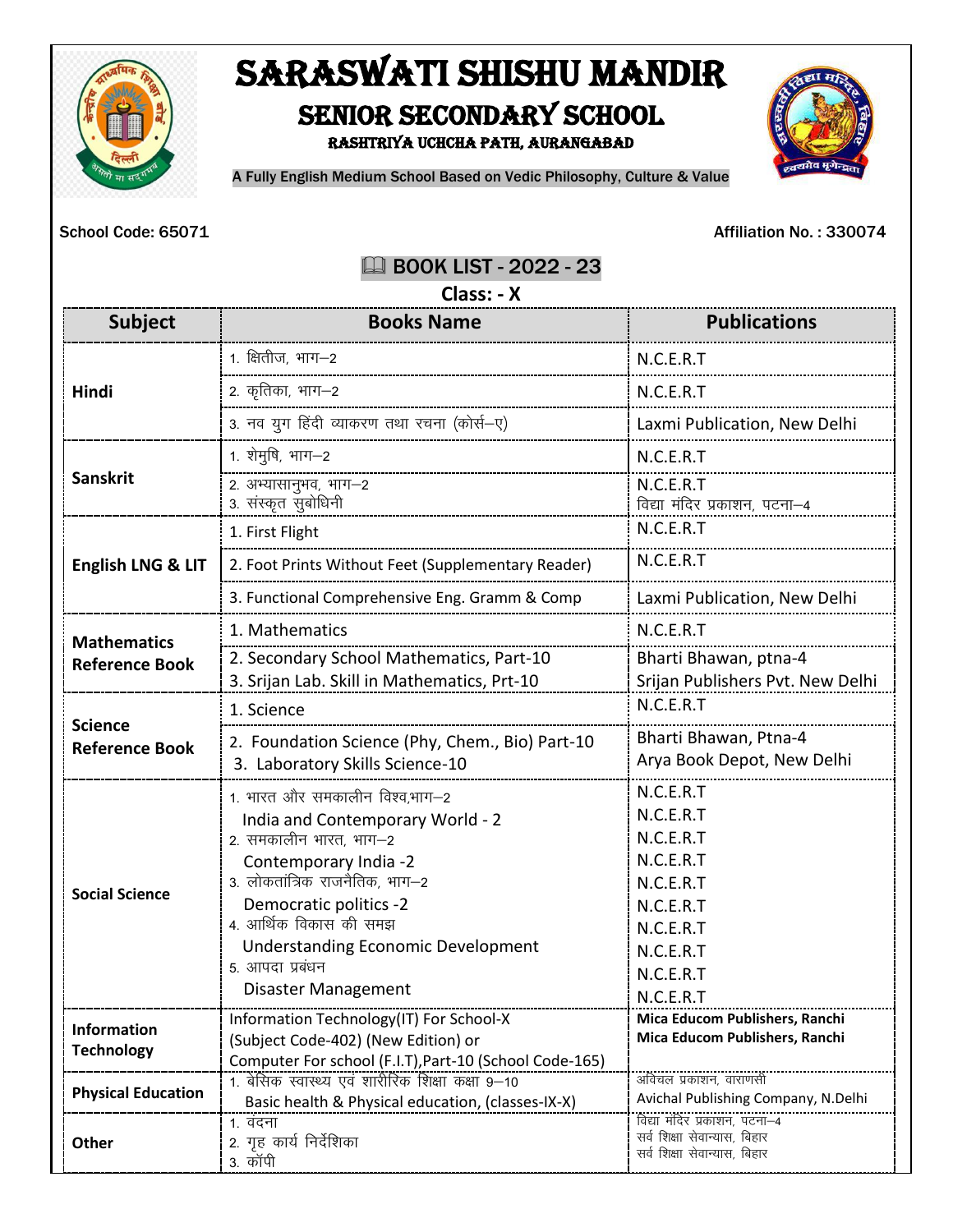# SARASWATI SHISHU MANDIR

## SENIOR SECONDARY SCHOOL

RASHTRIYA UCHCHA PATH, AURANGABAD

A Fully English Medium School Based on Vedic Philosophy, Culture & Value

School Code: 65071

Affiliation No. : 330074

## 📖 BOOK LIST - 2022 - 23

**Class: - X**

| Subject | Books Name | Publications |
|---|---|---|
| Hindi | 1. क्षितीज, भाग–2 | N.C.E.R.T |
| | 2. कृतिका, भाग–2 | N.C.E.R.T |
| | 3. नव युग हिंदी व्याकरण तथा रचना (कोर्स–ए) | Laxmi Publication, New Delhi |
| Sanskrit | 1. शेमुषि, भाग–2 | N.C.E.R.T |
| | 2. अभ्यासानुभव, भाग–2<br>3. संस्कृत सुबोधिनी | N.C.E.R.T<br>विद्या मंदिर प्रकाशन, पटना–4 |
| English LNG & LIT | 1. First Flight | N.C.E.R.T |
| | 2. Foot Prints Without Feet (Supplementary Reader) | N.C.E.R.T |
| | 3. Functional Comprehensive Eng. Gramm & Comp | Laxmi Publication, New Delhi |
| Mathematics Reference Book | 1. Mathematics | N.C.E.R.T |
| | 2. Secondary School Mathematics, Part-10<br>3. Srijan Lab. Skill in Mathematics, Prt-10 | Bharti Bhawan, ptna-4<br>Srijan Publishers Pvt. New Delhi |
| Science Reference Book | 1. Science | N.C.E.R.T |
| | 2. Foundation Science (Phy, Chem., Bio) Part-10<br>3. Laboratory Skills Science-10 | Bharti Bhawan, Ptna-4<br>Arya Book Depot, New Delhi |
| Social Science | 1. भारत और समकालीन विश्व,भाग–2<br>India and Contemporary World - 2<br>2. समकालीन भारत, भाग–2<br>Contemporary India -2<br>3. लोकतांत्रिक राजनैतिक, भाग–2<br>Democratic politics -2<br>4. आर्थिक विकास की समझ<br>Understanding Economic Development<br>5. आपदा प्रबंधन<br>Disaster Management | N.C.E.R.T<br>N.C.E.R.T<br>N.C.E.R.T<br>N.C.E.R.T<br>N.C.E.R.T<br>N.C.E.R.T<br>N.C.E.R.T<br>N.C.E.R.T<br>N.C.E.R.T<br>N.C.E.R.T |
| Information Technology | Information Technology(IT) For School-X<br>(Subject Code-402) (New Edition) or<br>Computer For school (F.I.T),Part-10 (School Code-165) | **Mica Educom Publishers, Ranchi**<br>**Mica Educom Publishers, Ranchi** |
| Physical Education | 1. बेसिक स्वास्थ्य एवं शारीरिक शिक्षा कक्षा 9–10<br>Basic health & Physical education, (classes-IX-X) | अविचल प्रकाशन, वाराणसी<br>Avichal Publishing Company, N.Delhi |
| Other | 1. वंदना<br>2. गृह कार्य निर्देशिका<br>3. कॉपी | विद्या मंदिर प्रकाशन, पटना–4<br>सर्व शिक्षा सेवान्यास, बिहार<br>सर्व शिक्षा सेवान्यास, बिहार |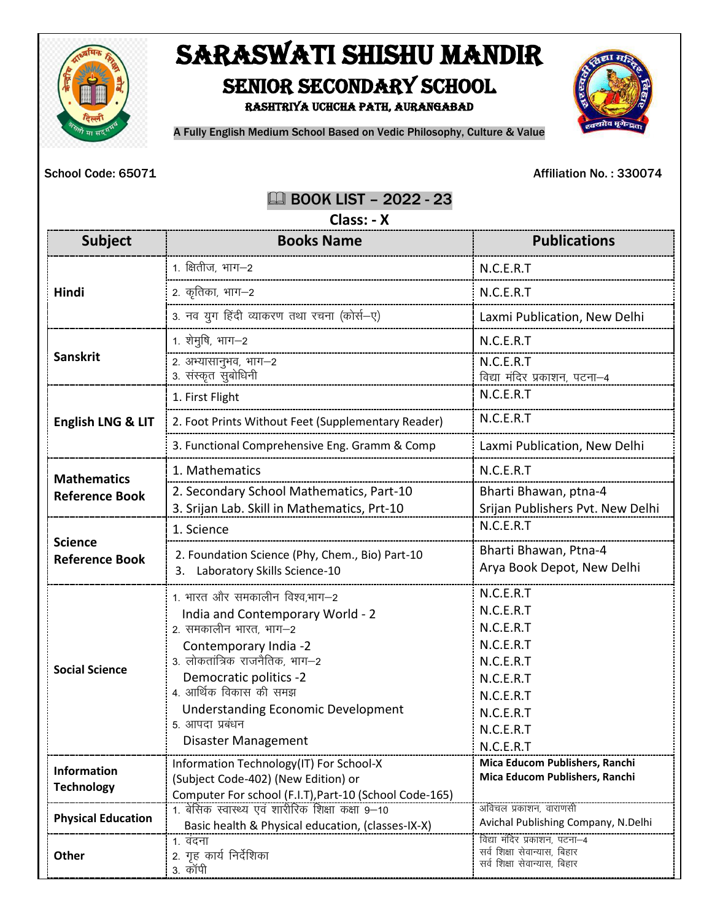# SARASWATI SHISHU MANDIR

## SENIOR SECONDARY SCHOOL

RASHTRIYA UCHCHA PATH, AURANGABAD

A Fully English Medium School Based on Vedic Philosophy, Culture & Value

School Code: 65071 | Affiliation No. : 330074

## 🕮 BOOK LIST – 2022 - 23

**Class: - X**

| Subject | Books Name | Publications |
|---|---|---|
| Hindi | 1. क्षितीज, भाग–2 | N.C.E.R.T |
| | 2. कृतिका, भाग–2 | N.C.E.R.T |
| | 3. नव युग हिंदी व्याकरण तथा रचना (कोर्स–ए) | Laxmi Publication, New Delhi |
| Sanskrit | 1. शेमुषि, भाग–2 | N.C.E.R.T |
| | 2. अभ्यासानुभव, भाग–2<br>3. संस्कृत सुबोधिनी | N.C.E.R.T<br>विद्या मंदिर प्रकाशन, पटना–4 |
| English LNG & LIT | 1. First Flight | N.C.E.R.T |
| | 2. Foot Prints Without Feet (Supplementary Reader) | N.C.E.R.T |
| | 3. Functional Comprehensive Eng. Gramm & Comp | Laxmi Publication, New Delhi |
| Mathematics<br>Reference Book | 1. Mathematics | N.C.E.R.T |
| | 2. Secondary School Mathematics, Part-10<br>3. Srijan Lab. Skill in Mathematics, Prt-10 | Bharti Bhawan, ptna-4<br>Srijan Publishers Pvt. New Delhi |
| Science<br>Reference Book | 1. Science | N.C.E.R.T |
| | 2. Foundation Science (Phy, Chem., Bio) Part-10<br>3. Laboratory Skills Science-10 | Bharti Bhawan, Ptna-4<br>Arya Book Depot, New Delhi |
| Social Science | 1. भारत और समकालीन विश्व,भाग–2<br>India and Contemporary World - 2<br>2. समकालीन भारत, भाग–2<br>Contemporary India -2<br>3. लोकतांत्रिक राजनैतिक, भाग–2<br>Democratic politics -2<br>4. आर्थिक विकास की समझ<br>Understanding Economic Development<br>5. आपदा प्रबंधन<br>Disaster Management | N.C.E.R.T<br>N.C.E.R.T<br>N.C.E.R.T<br>N.C.E.R.T<br>N.C.E.R.T<br>N.C.E.R.T<br>N.C.E.R.T<br>N.C.E.R.T<br>N.C.E.R.T<br>N.C.E.R.T |
| Information Technology | Information Technology(IT) For School-X (Subject Code-402) (New Edition) or<br>Computer For school (F.I.T),Part-10 (School Code-165) | **Mica Educom Publishers, Ranchi**<br>**Mica Educom Publishers, Ranchi** |
| Physical Education | 1. बेसिक स्वास्थ्य एवं शारीरिक शिक्षा कक्षा 9–10<br>Basic health & Physical education, (classes-IX-X) | अविचल प्रकाशन, वाराणसी<br>Avichal Publishing Company, N.Delhi |
| Other | 1. वंदना<br>2. गृह कार्य निर्देशिका<br>3. कॉपी | विद्या मंदिर प्रकाशन, पटना–4<br>सर्व शिक्षा सेवान्यास, बिहार<br>सर्व शिक्षा सेवान्यास, बिहार |